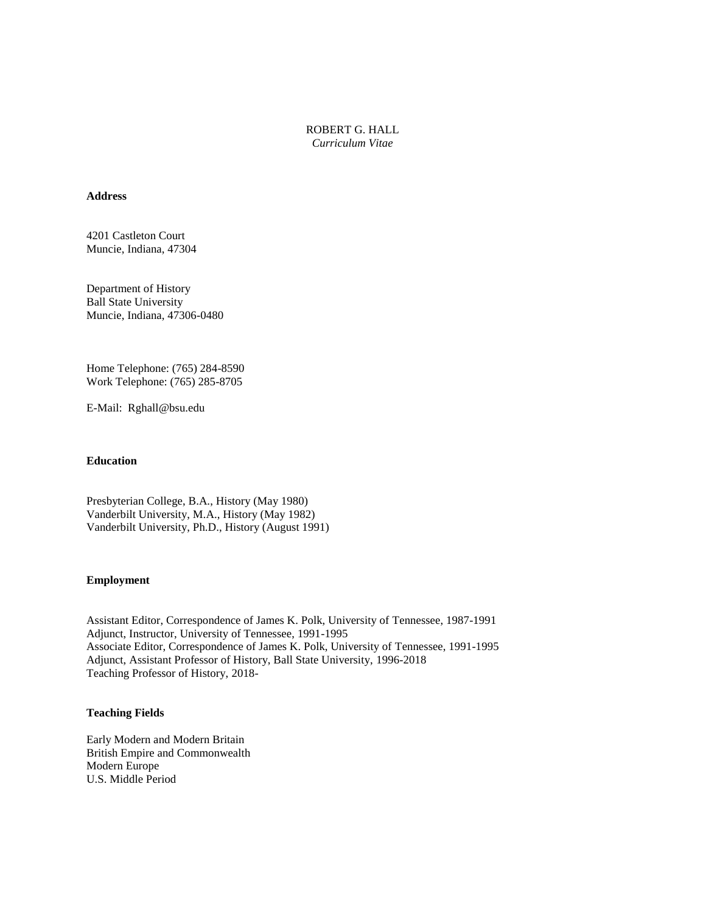# ROBERT G. HALL
*Curriculum Vitae*

**Address**

4201 Castleton Court
Muncie, Indiana, 47304

Department of History
Ball State University
Muncie, Indiana, 47306-0480

Home Telephone: (765) 284-8590
Work Telephone: (765) 285-8705

E-Mail: Rghall@bsu.edu

**Education**

Presbyterian College, B.A., History (May 1980)
Vanderbilt University, M.A., History (May 1982)
Vanderbilt University, Ph.D., History (August 1991)

**Employment**

Assistant Editor, Correspondence of James K. Polk, University of Tennessee, 1987-1991
Adjunct, Instructor, University of Tennessee, 1991-1995
Associate Editor, Correspondence of James K. Polk, University of Tennessee, 1991-1995
Adjunct, Assistant Professor of History, Ball State University, 1996-2018
Teaching Professor of History, 2018-

**Teaching Fields**

Early Modern and Modern Britain
British Empire and Commonwealth
Modern Europe
U.S. Middle Period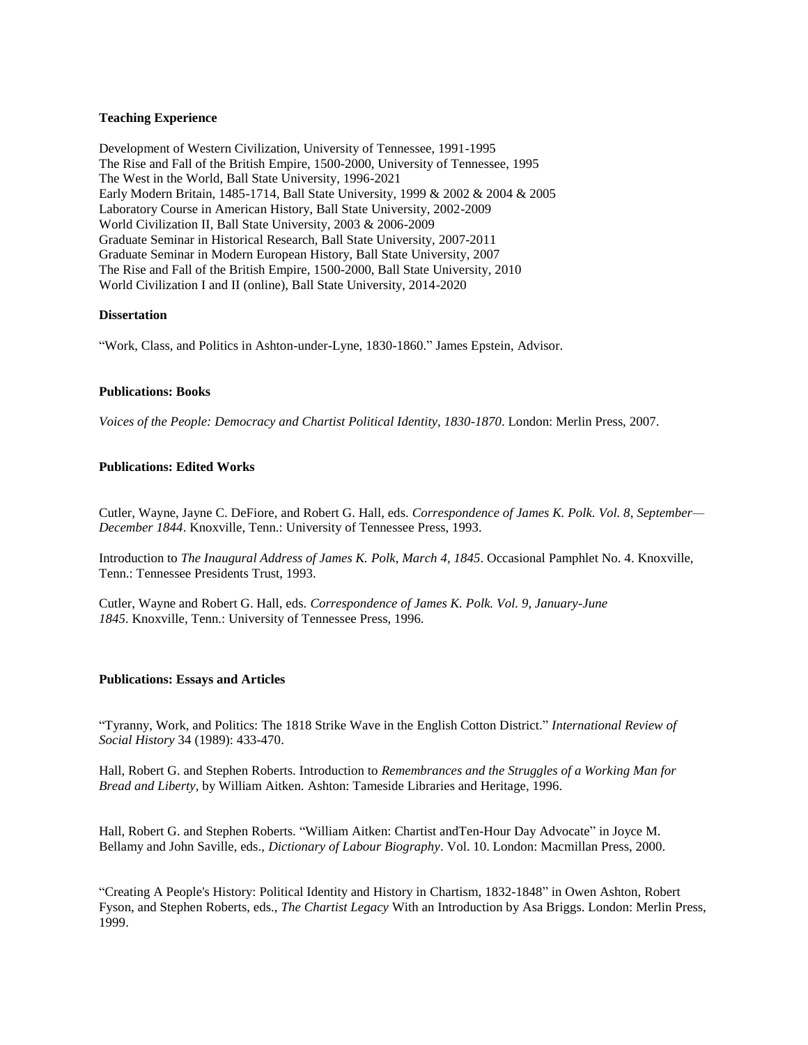**Teaching Experience**

Development of Western Civilization, University of Tennessee, 1991-1995
The Rise and Fall of the British Empire, 1500-2000, University of Tennessee, 1995
The West in the World, Ball State University, 1996-2021
Early Modern Britain, 1485-1714, Ball State University, 1999 & 2002 & 2004 & 2005
Laboratory Course in American History, Ball State University, 2002-2009
World Civilization II, Ball State University, 2003 & 2006-2009
Graduate Seminar in Historical Research, Ball State University, 2007-2011
Graduate Seminar in Modern European History, Ball State University, 2007
The Rise and Fall of the British Empire, 1500-2000, Ball State University, 2010
World Civilization I and II (online), Ball State University, 2014-2020

**Dissertation**

"Work, Class, and Politics in Ashton-under-Lyne, 1830-1860." James Epstein, Advisor.

**Publications: Books**

*Voices of the People: Democracy and Chartist Political Identity, 1830-1870*. London: Merlin Press, 2007.

**Publications: Edited Works**

Cutler, Wayne, Jayne C. DeFiore, and Robert G. Hall, eds. *Correspondence of James K. Polk. Vol. 8, September—December 1844*. Knoxville, Tenn.: University of Tennessee Press, 1993.

Introduction to *The Inaugural Address of James K. Polk, March 4, 1845*. Occasional Pamphlet No. 4. Knoxville, Tenn.: Tennessee Presidents Trust, 1993.

Cutler, Wayne and Robert G. Hall, eds. *Correspondence of James K. Polk. Vol. 9, January-June 1845*. Knoxville, Tenn.: University of Tennessee Press, 1996.

**Publications: Essays and Articles**

"Tyranny, Work, and Politics: The 1818 Strike Wave in the English Cotton District." *International Review of Social History* 34 (1989): 433-470.

Hall, Robert G. and Stephen Roberts. Introduction to *Remembrances and the Struggles of a Working Man for Bread and Liberty*, by William Aitken. Ashton: Tameside Libraries and Heritage, 1996.

Hall, Robert G. and Stephen Roberts. "William Aitken: Chartist andTen-Hour Day Advocate" in Joyce M. Bellamy and John Saville, eds., *Dictionary of Labour Biography*. Vol. 10. London: Macmillan Press, 2000.

"Creating A People's History: Political Identity and History in Chartism, 1832-1848" in Owen Ashton, Robert Fyson, and Stephen Roberts, eds., *The Chartist Legacy* With an Introduction by Asa Briggs. London: Merlin Press, 1999.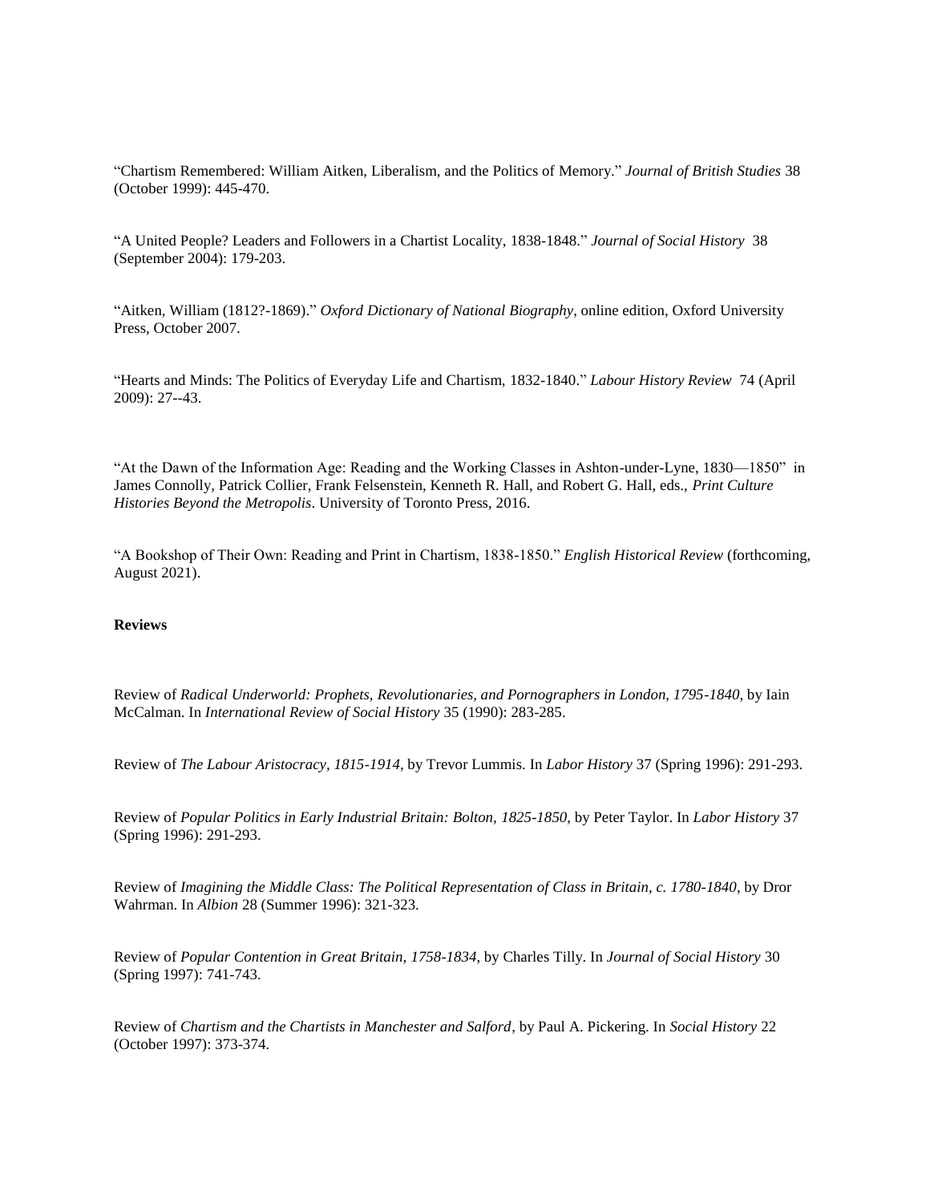"Chartism Remembered: William Aitken, Liberalism, and the Politics of Memory." *Journal of British Studies* 38 (October 1999): 445-470.

"A United People? Leaders and Followers in a Chartist Locality, 1838-1848." *Journal of Social History* 38 (September 2004): 179-203.

"Aitken, William (1812?-1869)." *Oxford Dictionary of National Biography*, online edition, Oxford University Press, October 2007.

"Hearts and Minds: The Politics of Everyday Life and Chartism, 1832-1840." *Labour History Review* 74 (April 2009): 27--43.

"At the Dawn of the Information Age: Reading and the Working Classes in Ashton-under-Lyne, 1830—1850" in James Connolly, Patrick Collier, Frank Felsenstein, Kenneth R. Hall, and Robert G. Hall, eds., *Print Culture Histories Beyond the Metropolis*. University of Toronto Press, 2016.

"A Bookshop of Their Own: Reading and Print in Chartism, 1838-1850." *English Historical Review* (forthcoming, August 2021).

**Reviews**

Review of *Radical Underworld: Prophets, Revolutionaries, and Pornographers in London, 1795-1840*, by Iain McCalman. In *International Review of Social History* 35 (1990): 283-285.

Review of *The Labour Aristocracy, 1815-1914*, by Trevor Lummis. In *Labor History* 37 (Spring 1996): 291-293.

Review of *Popular Politics in Early Industrial Britain: Bolton, 1825-1850*, by Peter Taylor. In *Labor History* 37 (Spring 1996): 291-293.

Review of *Imagining the Middle Class: The Political Representation of Class in Britain, c. 1780-1840*, by Dror Wahrman. In *Albion* 28 (Summer 1996): 321-323.

Review of *Popular Contention in Great Britain, 1758-1834*, by Charles Tilly. In *Journal of Social History* 30 (Spring 1997): 741-743.

Review of *Chartism and the Chartists in Manchester and Salford*, by Paul A. Pickering. In *Social History* 22 (October 1997): 373-374.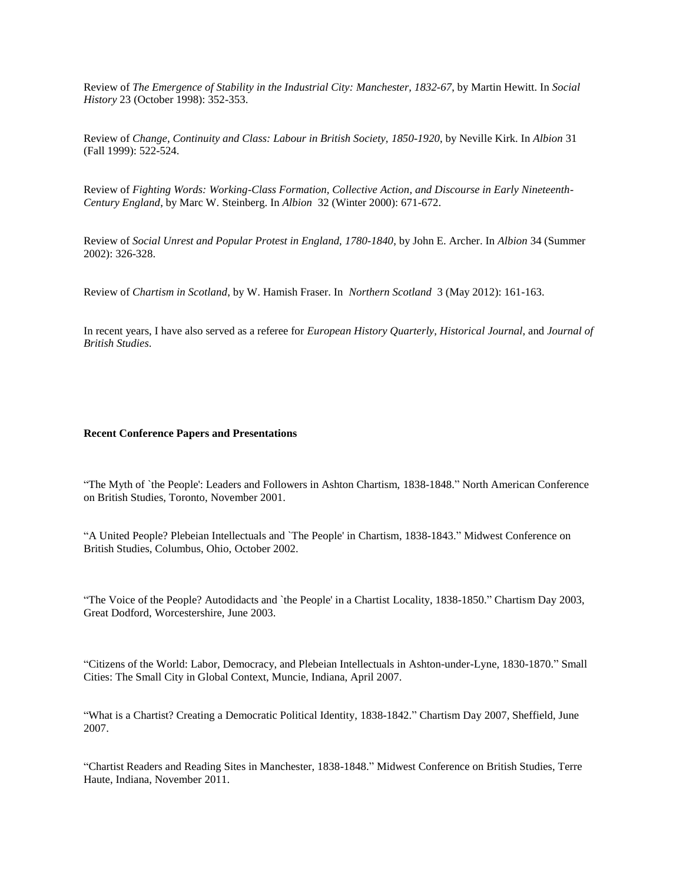Review of *The Emergence of Stability in the Industrial City: Manchester, 1832-67*, by Martin Hewitt. In *Social History* 23 (October 1998): 352-353.

Review of *Change, Continuity and Class: Labour in British Society, 1850-1920*, by Neville Kirk. In *Albion* 31 (Fall 1999): 522-524.

Review of *Fighting Words: Working-Class Formation, Collective Action, and Discourse in Early Nineteenth-Century England*, by Marc W. Steinberg. In *Albion* 32 (Winter 2000): 671-672.

Review of *Social Unrest and Popular Protest in England, 1780-1840*, by John E. Archer. In *Albion* 34 (Summer 2002): 326-328.

Review of *Chartism in Scotland*, by W. Hamish Fraser. In *Northern Scotland* 3 (May 2012): 161-163.

In recent years, I have also served as a referee for *European History Quarterly*, *Historical Journal*, and *Journal of British Studies*.

**Recent Conference Papers and Presentations**

"The Myth of `the People': Leaders and Followers in Ashton Chartism, 1838-1848." North American Conference on British Studies, Toronto, November 2001.

"A United People? Plebeian Intellectuals and `The People' in Chartism, 1838-1843." Midwest Conference on British Studies, Columbus, Ohio, October 2002.

"The Voice of the People? Autodidacts and `the People' in a Chartist Locality, 1838-1850." Chartism Day 2003, Great Dodford, Worcestershire, June 2003.

"Citizens of the World: Labor, Democracy, and Plebeian Intellectuals in Ashton-under-Lyne, 1830-1870." Small Cities: The Small City in Global Context, Muncie, Indiana, April 2007.

"What is a Chartist? Creating a Democratic Political Identity, 1838-1842." Chartism Day 2007, Sheffield, June 2007.

"Chartist Readers and Reading Sites in Manchester, 1838-1848." Midwest Conference on British Studies, Terre Haute, Indiana, November 2011.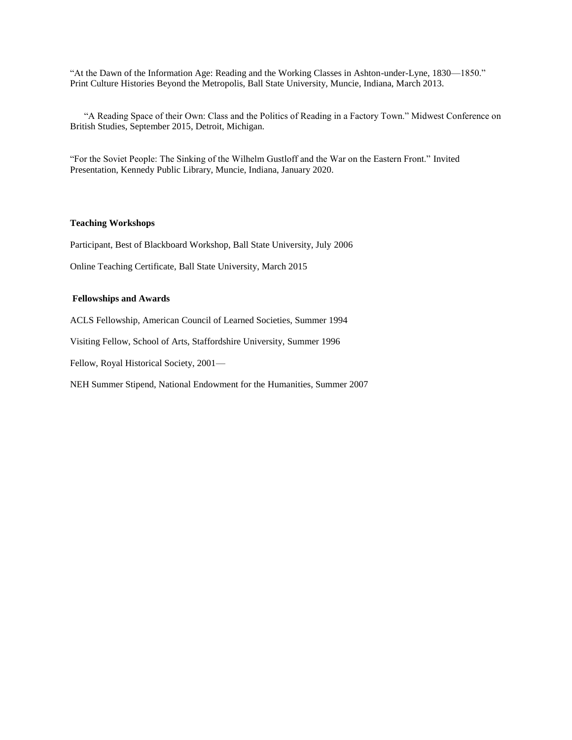"At the Dawn of the Information Age: Reading and the Working Classes in Ashton-under-Lyne, 1830—1850." Print Culture Histories Beyond the Metropolis, Ball State University, Muncie, Indiana, March 2013.

"A Reading Space of their Own: Class and the Politics of Reading in a Factory Town." Midwest Conference on British Studies, September 2015, Detroit, Michigan.

"For the Soviet People: The Sinking of the Wilhelm Gustloff and the War on the Eastern Front." Invited Presentation, Kennedy Public Library, Muncie, Indiana, January 2020.

**Teaching Workshops**

Participant, Best of Blackboard Workshop, Ball State University, July 2006

Online Teaching Certificate, Ball State University, March 2015

**Fellowships and Awards**

ACLS Fellowship, American Council of Learned Societies, Summer 1994

Visiting Fellow, School of Arts, Staffordshire University, Summer 1996

Fellow, Royal Historical Society, 2001—

NEH Summer Stipend, National Endowment for the Humanities, Summer 2007